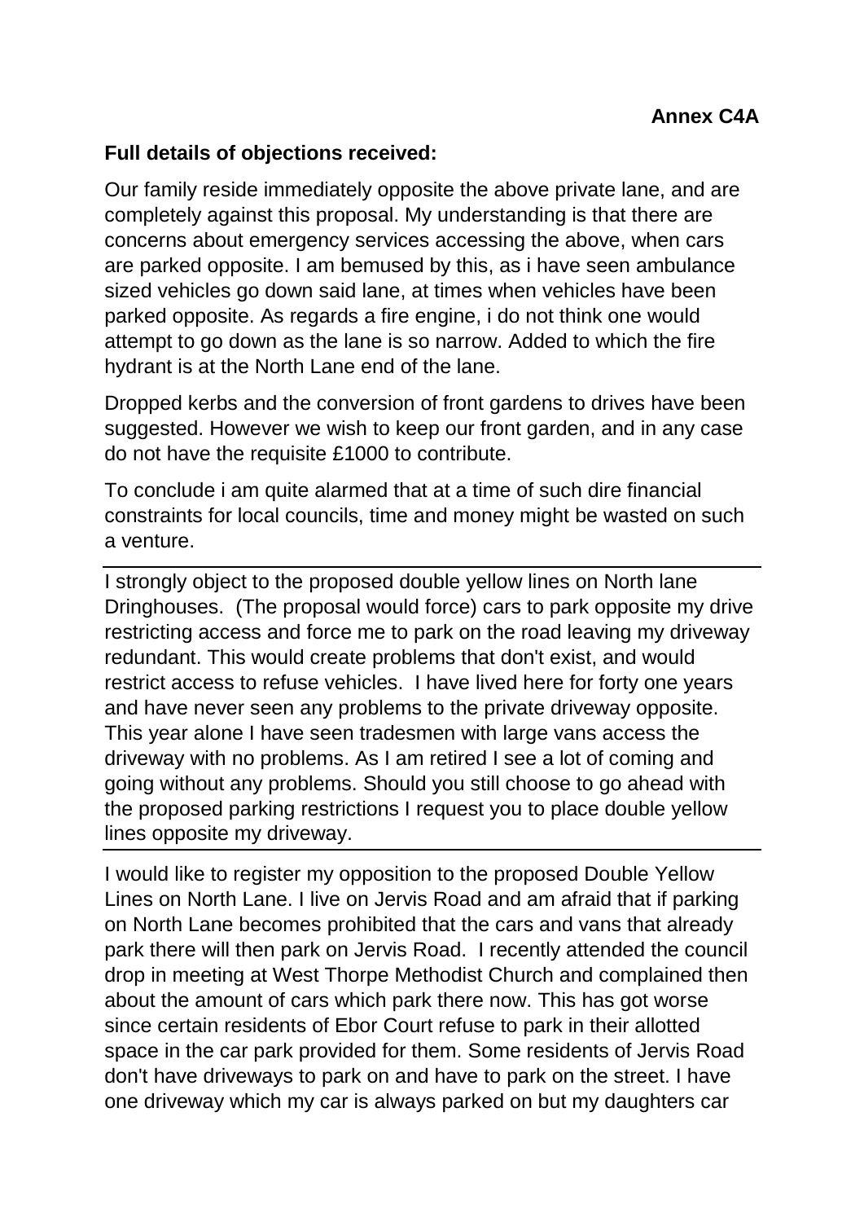**Annex C4A**

**Full details of objections received:**

Our family reside immediately opposite the above private lane, and are completely against this proposal. My understanding is that there are concerns about emergency services accessing the above, when cars are parked opposite. I am bemused by this, as i have seen ambulance sized vehicles go down said lane, at times when vehicles have been parked opposite. As regards a fire engine, i do not think one would attempt to go down as the lane is so narrow. Added to which the fire hydrant is at the North Lane end of the lane.

Dropped kerbs and the conversion of front gardens to drives have been suggested. However we wish to keep our front garden, and in any case do not have the requisite £1000 to contribute.

To conclude i am quite alarmed that at a time of such dire financial constraints for local councils, time and money might be wasted on such a venture.

---

I strongly object to the proposed double yellow lines on North lane Dringhouses. (The proposal would force) cars to park opposite my drive restricting access and force me to park on the road leaving my driveway redundant. This would create problems that don't exist, and would restrict access to refuse vehicles. I have lived here for forty one years and have never seen any problems to the private driveway opposite. This year alone I have seen tradesmen with large vans access the driveway with no problems. As I am retired I see a lot of coming and going without any problems. Should you still choose to go ahead with the proposed parking restrictions I request you to place double yellow lines opposite my driveway.

---

I would like to register my opposition to the proposed Double Yellow Lines on North Lane. I live on Jervis Road and am afraid that if parking on North Lane becomes prohibited that the cars and vans that already park there will then park on Jervis Road. I recently attended the council drop in meeting at West Thorpe Methodist Church and complained then about the amount of cars which park there now. This has got worse since certain residents of Ebor Court refuse to park in their allotted space in the car park provided for them. Some residents of Jervis Road don't have driveways to park on and have to park on the street. I have one driveway which my car is always parked on but my daughters car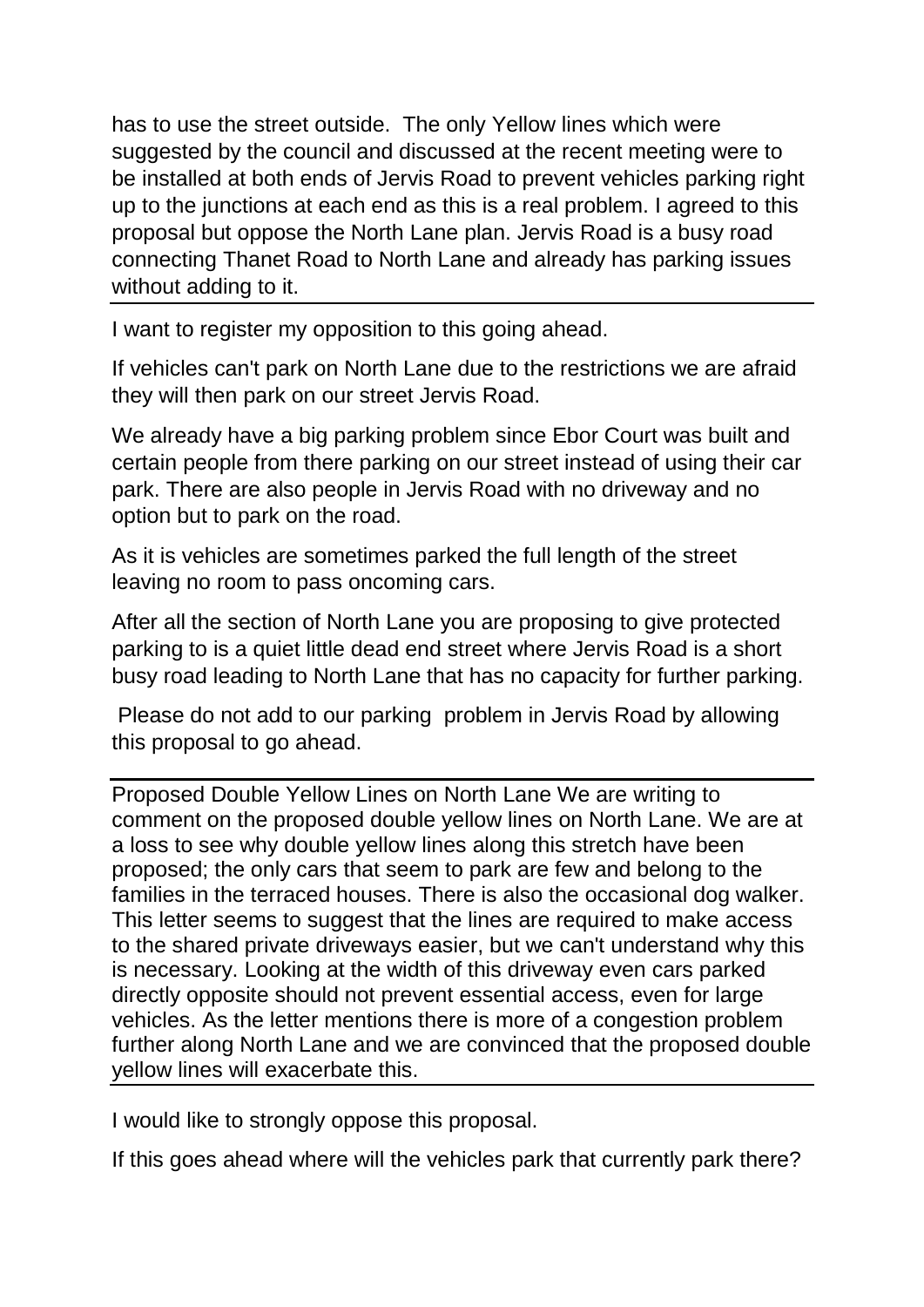has to use the street outside. The only Yellow lines which were suggested by the council and discussed at the recent meeting were to be installed at both ends of Jervis Road to prevent vehicles parking right up to the junctions at each end as this is a real problem. I agreed to this proposal but oppose the North Lane plan. Jervis Road is a busy road connecting Thanet Road to North Lane and already has parking issues without adding to it.

---

I want to register my opposition to this going ahead.

If vehicles can't park on North Lane due to the restrictions we are afraid they will then park on our street Jervis Road.

We already have a big parking problem since Ebor Court was built and certain people from there parking on our street instead of using their car park. There are also people in Jervis Road with no driveway and no option but to park on the road.

As it is vehicles are sometimes parked the full length of the street leaving no room to pass oncoming cars.

After all the section of North Lane you are proposing to give protected parking to is a quiet little dead end street where Jervis Road is a short busy road leading to North Lane that has no capacity for further parking.

Please do not add to our parking problem in Jervis Road by allowing this proposal to go ahead.

---

Proposed Double Yellow Lines on North Lane We are writing to comment on the proposed double yellow lines on North Lane. We are at a loss to see why double yellow lines along this stretch have been proposed; the only cars that seem to park are few and belong to the families in the terraced houses. There is also the occasional dog walker. This letter seems to suggest that the lines are required to make access to the shared private driveways easier, but we can't understand why this is necessary. Looking at the width of this driveway even cars parked directly opposite should not prevent essential access, even for large vehicles. As the letter mentions there is more of a congestion problem further along North Lane and we are convinced that the proposed double yellow lines will exacerbate this.

---

I would like to strongly oppose this proposal.

If this goes ahead where will the vehicles park that currently park there?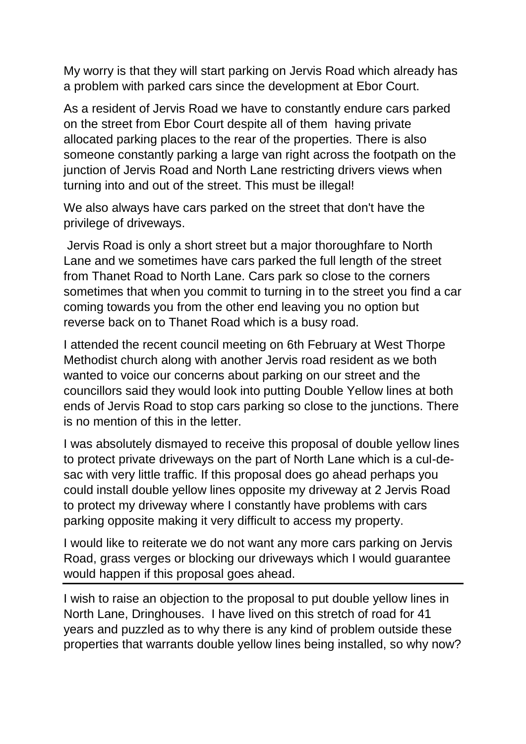My worry is that they will start parking on Jervis Road which already has a problem with parked cars since the development at Ebor Court.

As a resident of Jervis Road we have to constantly endure cars parked on the street from Ebor Court despite all of them having private allocated parking places to the rear of the properties. There is also someone constantly parking a large van right across the footpath on the junction of Jervis Road and North Lane restricting drivers views when turning into and out of the street. This must be illegal!

We also always have cars parked on the street that don't have the privilege of driveways.

Jervis Road is only a short street but a major thoroughfare to North Lane and we sometimes have cars parked the full length of the street from Thanet Road to North Lane. Cars park so close to the corners sometimes that when you commit to turning in to the street you find a car coming towards you from the other end leaving you no option but reverse back on to Thanet Road which is a busy road.

I attended the recent council meeting on 6th February at West Thorpe Methodist church along with another Jervis road resident as we both wanted to voice our concerns about parking on our street and the councillors said they would look into putting Double Yellow lines at both ends of Jervis Road to stop cars parking so close to the junctions. There is no mention of this in the letter.

I was absolutely dismayed to receive this proposal of double yellow lines to protect private driveways on the part of North Lane which is a cul-de-sac with very little traffic. If this proposal does go ahead perhaps you could install double yellow lines opposite my driveway at 2 Jervis Road to protect my driveway where I constantly have problems with cars parking opposite making it very difficult to access my property.

I would like to reiterate we do not want any more cars parking on Jervis Road, grass verges or blocking our driveways which I would guarantee would happen if this proposal goes ahead.

---

I wish to raise an objection to the proposal to put double yellow lines in North Lane, Dringhouses. I have lived on this stretch of road for 41 years and puzzled as to why there is any kind of problem outside these properties that warrants double yellow lines being installed, so why now?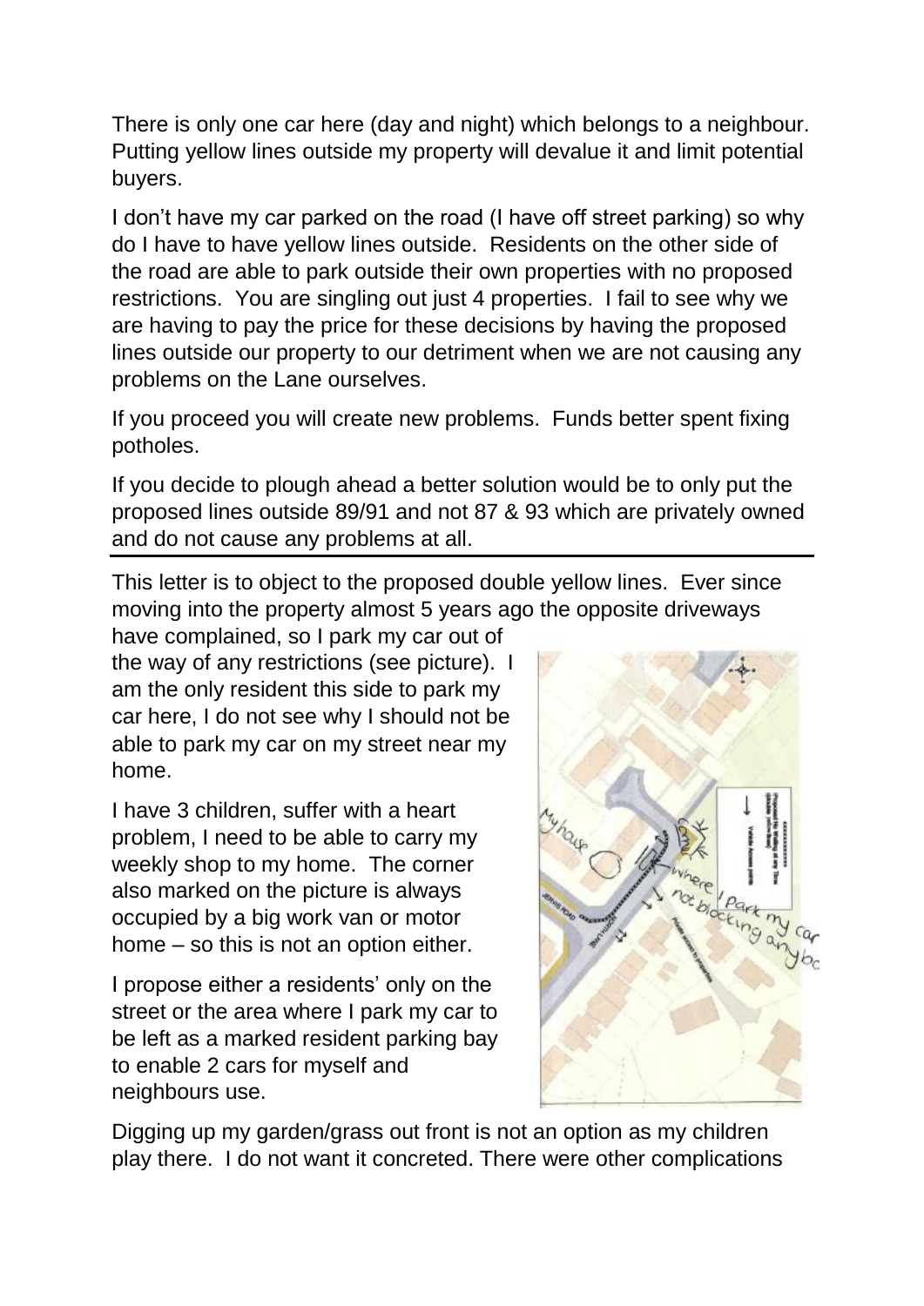There is only one car here (day and night) which belongs to a neighbour. Putting yellow lines outside my property will devalue it and limit potential buyers.

I don't have my car parked on the road (I have off street parking) so why do I have to have yellow lines outside. Residents on the other side of the road are able to park outside their own properties with no proposed restrictions. You are singling out just 4 properties. I fail to see why we are having to pay the price for these decisions by having the proposed lines outside our property to our detriment when we are not causing any problems on the Lane ourselves.

If you proceed you will create new problems. Funds better spent fixing potholes.

If you decide to plough ahead a better solution would be to only put the proposed lines outside 89/91 and not 87 & 93 which are privately owned and do not cause any problems at all.

---

This letter is to object to the proposed double yellow lines. Ever since moving into the property almost 5 years ago the opposite driveways have complained, so I park my car out of the way of any restrictions (see picture). I am the only resident this side to park my car here, I do not see why I should not be able to park my car on my street near my home.

I have 3 children, suffer with a heart problem, I need to be able to carry my weekly shop to my home. The corner also marked on the picture is always occupied by a big work van or motor home – so this is not an option either.

I propose either a residents' only on the street or the area where I park my car to be left as a marked resident parking bay to enable 2 cars for myself and neighbours use.

Digging up my garden/grass out front is not an option as my children play there. I do not want it concreted. There were other complications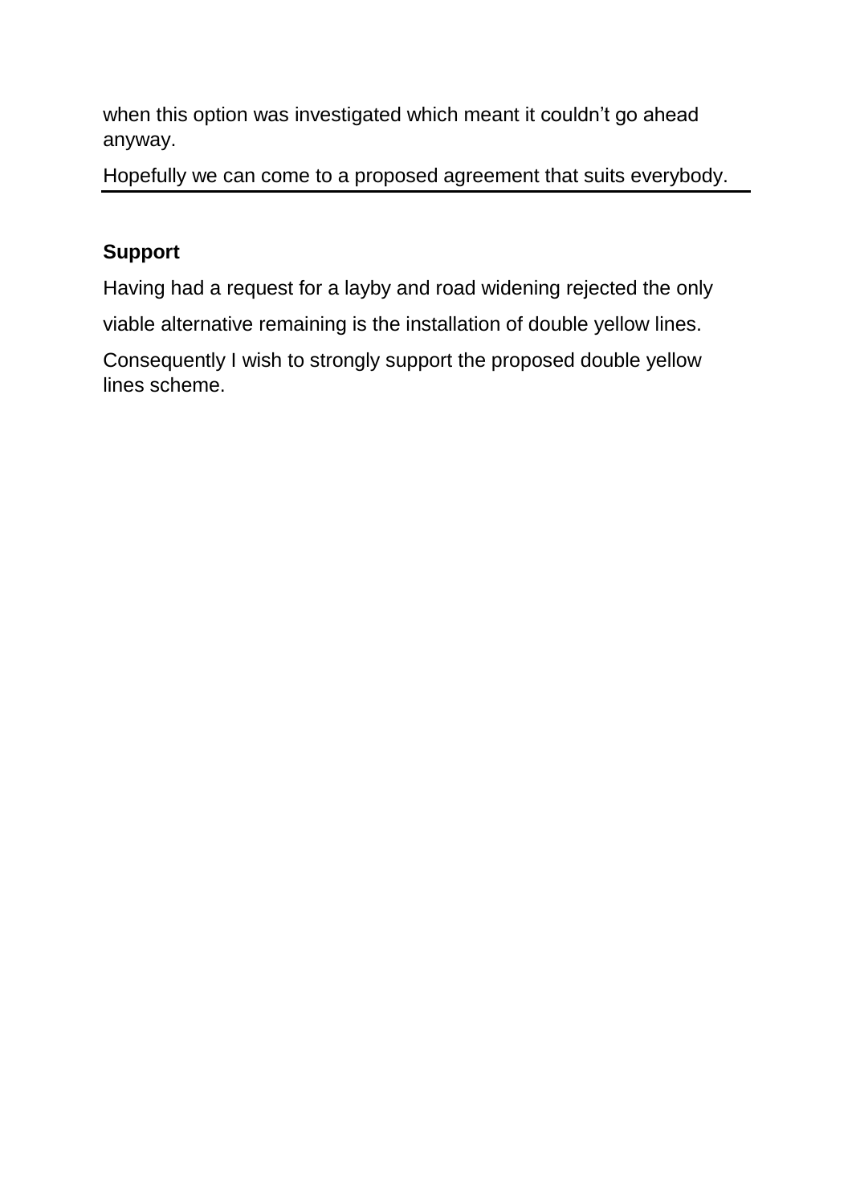when this option was investigated which meant it couldn't go ahead anyway.

Hopefully we can come to a proposed agreement that suits everybody.

---

**Support**

Having had a request for a layby and road widening rejected the only viable alternative remaining is the installation of double yellow lines.

Consequently I wish to strongly support the proposed double yellow lines scheme.